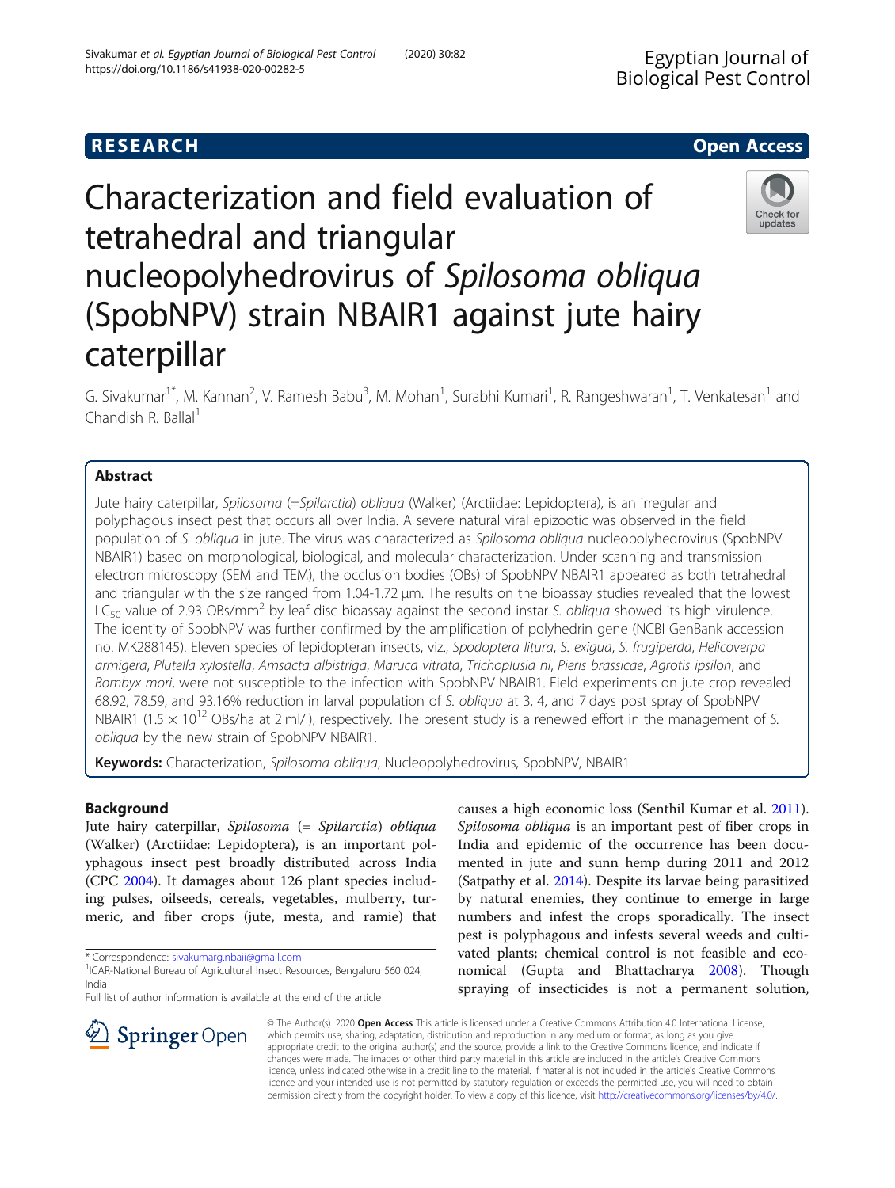# Characterization and field evaluation of tetrahedral and triangular nucleopolyhedrovirus of *Spilosoma obliqua* (SpobNPV) strain NBAIR1 against jute hairy caterpillar

G. Sivakumar[1*], M. Kannan[2], V. Ramesh Babu[3], M. Mohan[1], Surabhi Kumari[1], R. Rangeshwaran[1], T. Venkatesan[1] and Chandish R. Ballal[1]

## Abstract

Jute hairy caterpillar, *Spilosoma* (=*Spilarctia*) *obliqua* (Walker) (Arctiidae: Lepidoptera), is an irregular and polyphagous insect pest that occurs all over India. A severe natural viral epizootic was observed in the field population of *S. obliqua* in jute. The virus was characterized as *Spilosoma obliqua* nucleopolyhedrovirus (SpobNPV NBAIR1) based on morphological, biological, and molecular characterization. Under scanning and transmission electron microscopy (SEM and TEM), the occlusion bodies (OBs) of SpobNPV NBAIR1 appeared as both tetrahedral and triangular with the size ranged from 1.04-1.72 μm. The results on the bioassay studies revealed that the lowest $LC_{50}$ value of 2.93 OBs/mm$^2$ by leaf disc bioassay against the second instar *S. obliqua* showed its high virulence. The identity of SpobNPV was further confirmed by the amplification of polyhedrin gene (NCBI GenBank accession no. MK288145). Eleven species of lepidopteran insects, viz., *Spodoptera litura*, *S. exigua*, *S. frugiperda*, *Helicoverpa armigera*, *Plutella xylostella*, *Amsacta albistriga*, *Maruca vitrata*, *Trichoplusia ni*, *Pieris brassicae*, *Agrotis ipsilon*, and *Bombyx mori*, were not susceptible to the infection with SpobNPV NBAIR1. Field experiments on jute crop revealed 68.92, 78.59, and 93.16% reduction in larval population of *S. obliqua* at 3, 4, and 7 days post spray of SpobNPV NBAIR1 ($1.5 \times 10^{12}$ OBs/ha at 2 ml/l), respectively. The present study is a renewed effort in the management of *S. obliqua* by the new strain of SpobNPV NBAIR1.

**Keywords:** Characterization, *Spilosoma obliqua*, Nucleopolyhedrovirus, SpobNPV, NBAIR1

## Background

Jute hairy caterpillar, *Spilosoma* (= *Spilarctia*) *obliqua* (Walker) (Arctiidae: Lepidoptera), is an important polyphagous insect pest broadly distributed across India (CPC 2004). It damages about 126 plant species including pulses, oilseeds, cereals, vegetables, mulberry, turmeric, and fiber crops (jute, mesta, and ramie) that causes a high economic loss (Senthil Kumar et al. 2011). *Spilosoma obliqua* is an important pest of fiber crops in India and epidemic of the occurrence has been documented in jute and sunn hemp during 2011 and 2012 (Satpathy et al. 2014). Despite its larvae being parasitized by natural enemies, they continue to emerge in large numbers and infest the crops sporadically. The insect pest is polyphagous and infests several weeds and cultivated plants; chemical control is not feasible and economical (Gupta and Bhattacharya 2008). Though spraying of insecticides is not a permanent solution,

\* Correspondence: sivakumarg.nbaii@gmail.com

[1]ICAR-National Bureau of Agricultural Insect Resources, Bengaluru 560 024, India

Full list of author information is available at the end of the article

© The Author(s). 2020 **Open Access** This article is licensed under a Creative Commons Attribution 4.0 International License, which permits use, sharing, adaptation, distribution and reproduction in any medium or format, as long as you give appropriate credit to the original author(s) and the source, provide a link to the Creative Commons licence, and indicate if changes were made. The images or other third party material in this article are included in the article's Creative Commons licence, unless indicated otherwise in a credit line to the material. If material is not included in the article's Creative Commons licence and your intended use is not permitted by statutory regulation or exceeds the permitted use, you will need to obtain permission directly from the copyright holder. To view a copy of this licence, visit http://creativecommons.org/licenses/by/4.0/.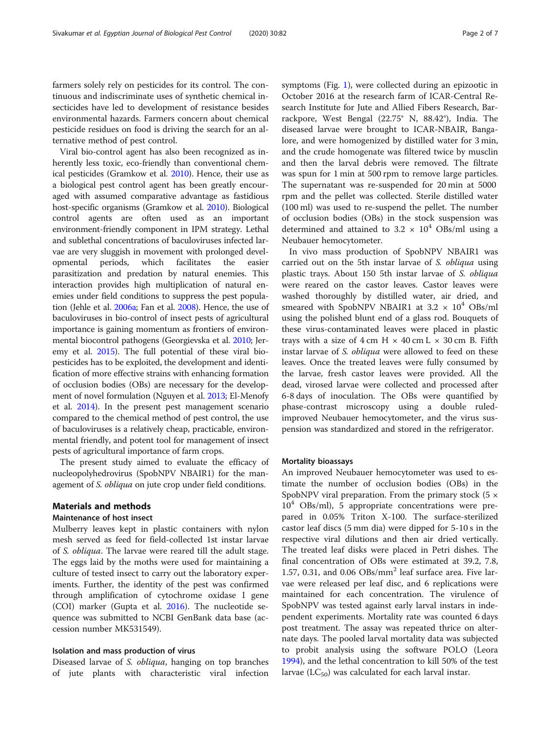farmers solely rely on pesticides for its control. The continuous and indiscriminate uses of synthetic chemical insecticides have led to development of resistance besides environmental hazards. Farmers concern about chemical pesticide residues on food is driving the search for an alternative method of pest control.

Viral bio-control agent has also been recognized as inherently less toxic, eco-friendly than conventional chemical pesticides (Gramkow et al. 2010). Hence, their use as a biological pest control agent has been greatly encouraged with assumed comparative advantage as fastidious host-specific organisms (Gramkow et al. 2010). Biological control agents are often used as an important environment-friendly component in IPM strategy. Lethal and sublethal concentrations of baculoviruses infected larvae are very sluggish in movement with prolonged developmental periods, which facilitates the easier parasitization and predation by natural enemies. This interaction provides high multiplication of natural enemies under field conditions to suppress the pest population (Jehle et al. 2006a; Fan et al. 2008). Hence, the use of baculoviruses in bio-control of insect pests of agricultural importance is gaining momentum as frontiers of environmental biocontrol pathogens (Georgievska et al. 2010; Jeremy et al. 2015). The full potential of these viral biopesticides has to be exploited, the development and identification of more effective strains with enhancing formation of occlusion bodies (OBs) are necessary for the development of novel formulation (Nguyen et al. 2013; El-Menofy et al. 2014). In the present pest management scenario compared to the chemical method of pest control, the use of baculoviruses is a relatively cheap, practicable, environmental friendly, and potent tool for management of insect pests of agricultural importance of farm crops.

The present study aimed to evaluate the efficacy of nucleopolyhedrovirus (SpobNPV NBAIR1) for the management of *S. obliqua* on jute crop under field conditions.

## Materials and methods

### Maintenance of host insect

Mulberry leaves kept in plastic containers with nylon mesh served as feed for field-collected 1st instar larvae of *S. obliqua*. The larvae were reared till the adult stage. The eggs laid by the moths were used for maintaining a culture of tested insect to carry out the laboratory experiments. Further, the identity of the pest was confirmed through amplification of cytochrome oxidase I gene (COI) marker (Gupta et al. 2016). The nucleotide sequence was submitted to NCBI GenBank data base (accession number MK531549).

### Isolation and mass production of virus

Diseased larvae of *S. obliqua*, hanging on top branches of jute plants with characteristic viral infection symptoms (Fig. 1), were collected during an epizootic in October 2016 at the research farm of ICAR-Central Research Institute for Jute and Allied Fibers Research, Barrackpore, West Bengal (22.75° N, 88.42°), India. The diseased larvae were brought to ICAR-NBAIR, Bangalore, and were homogenized by distilled water for 3 min, and the crude homogenate was filtered twice by musclin and then the larval debris were removed. The filtrate was spun for 1 min at 500 rpm to remove large particles. The supernatant was re-suspended for 20 min at 5000 rpm and the pellet was collected. Sterile distilled water (100 ml) was used to re-suspend the pellet. The number of occlusion bodies (OBs) in the stock suspension was determined and attained to $3.2 \times 10^4$ OBs/ml using a Neubauer hemocytometer.

In vivo mass production of SpobNPV NBAIR1 was carried out on the 5th instar larvae of *S. obliqua* using plastic trays. About 150 5th instar larvae of *S. obliqua* were reared on the castor leaves. Castor leaves were washed thoroughly by distilled water, air dried, and smeared with SpobNPV NBAIR1 at $3.2 \times 10^4$ OBs/ml using the polished blunt end of a glass rod. Bouquets of these virus-contaminated leaves were placed in plastic trays with a size of 4 cm H × 40 cm L × 30 cm B. Fifth instar larvae of *S. obliqua* were allowed to feed on these leaves. Once the treated leaves were fully consumed by the larvae, fresh castor leaves were provided. All the dead, virosed larvae were collected and processed after 6-8 days of inoculation. The OBs were quantified by phase-contrast microscopy using a double ruled-improved Neubauer hemocytometer, and the virus suspension was standardized and stored in the refrigerator.

### Mortality bioassays

An improved Neubauer hemocytometer was used to estimate the number of occlusion bodies (OBs) in the SpobNPV viral preparation. From the primary stock ($5 \times 10^4$ OBs/ml), 5 appropriate concentrations were prepared in 0.05% Triton X-100. The surface-sterilized castor leaf discs (5 mm dia) were dipped for 5-10 s in the respective viral dilutions and then air dried vertically. The treated leaf disks were placed in Petri dishes. The final concentration of OBs were estimated at 39.2, 7.8, 1.57, 0.31, and 0.06 OBs/mm$^2$ leaf surface area. Five larvae were released per leaf disc, and 6 replications were maintained for each concentration. The virulence of SpobNPV was tested against early larval instars in independent experiments. Mortality rate was counted 6 days post treatment. The assay was repeated thrice on alternate days. The pooled larval mortality data was subjected to probit analysis using the software POLO (Leora 1994), and the lethal concentration to kill 50% of the test larvae ($LC_{50}$) was calculated for each larval instar.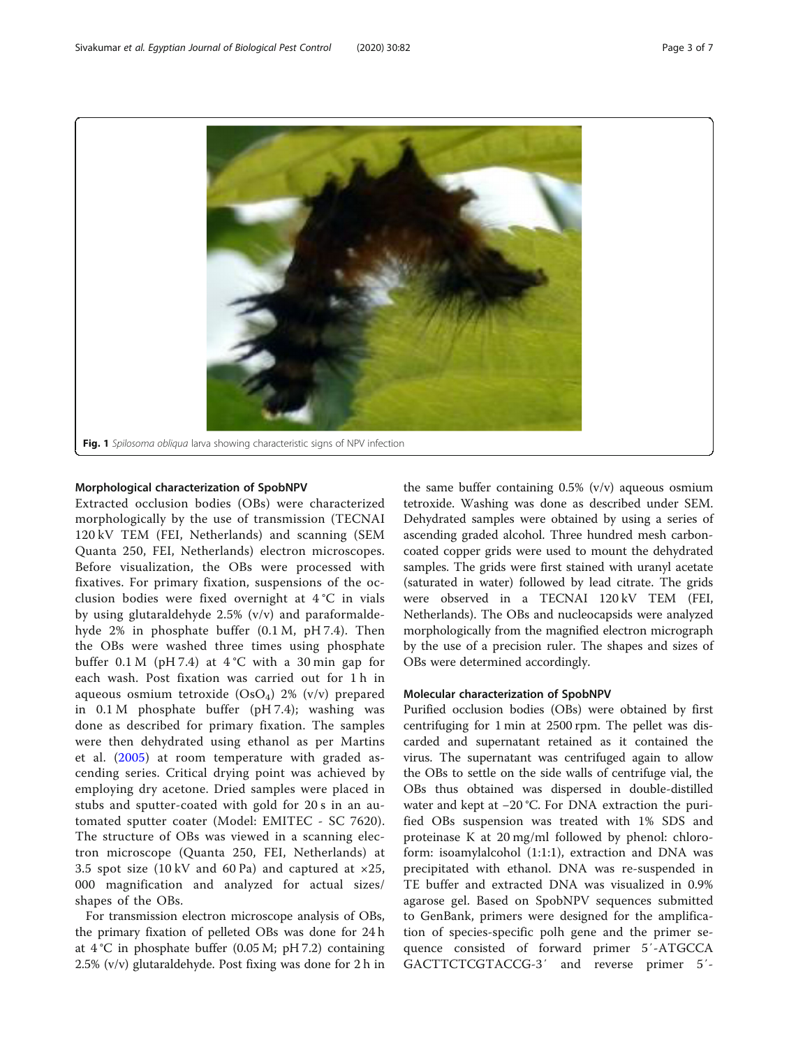Fig. 1 *Spilosoma obliqua* larva showing characteristic signs of NPV infection

### Morphological characterization of SpobNPV

Extracted occlusion bodies (OBs) were characterized morphologically by the use of transmission (TECNAI 120 kV TEM (FEI, Netherlands) and scanning (SEM Quanta 250, FEI, Netherlands) electron microscopes. Before visualization, the OBs were processed with fixatives. For primary fixation, suspensions of the occlusion bodies were fixed overnight at 4 °C in vials by using glutaraldehyde 2.5% (v/v) and paraformaldehyde 2% in phosphate buffer (0.1 M, pH 7.4). Then the OBs were washed three times using phosphate buffer 0.1 M (pH 7.4) at 4 °C with a 30 min gap for each wash. Post fixation was carried out for 1 h in aqueous osmium tetroxide ($OsO_4$) 2% (v/v) prepared in 0.1 M phosphate buffer (pH 7.4); washing was done as described for primary fixation. The samples were then dehydrated using ethanol as per Martins et al. (2005) at room temperature with graded ascending series. Critical drying point was achieved by employing dry acetone. Dried samples were placed in stubs and sputter-coated with gold for 20 s in an automated sputter coater (Model: EMITEC - SC 7620). The structure of OBs was viewed in a scanning electron microscope (Quanta 250, FEI, Netherlands) at 3.5 spot size (10 kV and 60 Pa) and captured at ×25, 000 magnification and analyzed for actual sizes/ shapes of the OBs.

For transmission electron microscope analysis of OBs, the primary fixation of pelleted OBs was done for 24 h at 4 °C in phosphate buffer (0.05 M; pH 7.2) containing 2.5% (v/v) glutaraldehyde. Post fixing was done for 2 h in the same buffer containing 0.5% (v/v) aqueous osmium tetroxide. Washing was done as described under SEM. Dehydrated samples were obtained by using a series of ascending graded alcohol. Three hundred mesh carbon-coated copper grids were used to mount the dehydrated samples. The grids were first stained with uranyl acetate (saturated in water) followed by lead citrate. The grids were observed in a TECNAI 120 kV TEM (FEI, Netherlands). The OBs and nucleocapsids were analyzed morphologically from the magnified electron micrograph by the use of a precision ruler. The shapes and sizes of OBs were determined accordingly.

### Molecular characterization of SpobNPV

Purified occlusion bodies (OBs) were obtained by first centrifuging for 1 min at 2500 rpm. The pellet was discarded and supernatant retained as it contained the virus. The supernatant was centrifuged again to allow the OBs to settle on the side walls of centrifuge vial, the OBs thus obtained was dispersed in double-distilled water and kept at −20 °C. For DNA extraction the purified OBs suspension was treated with 1% SDS and proteinase K at 20 mg/ml followed by phenol: chloroform: isoamylalcohol (1:1:1), extraction and DNA was precipitated with ethanol. DNA was re-suspended in TE buffer and extracted DNA was visualized in 0.9% agarose gel. Based on SpobNPV sequences submitted to GenBank, primers were designed for the amplification of species-specific polh gene and the primer sequence consisted of forward primer 5′-ATGCCA GACTTCTCGTACCG-3′ and reverse primer 5′-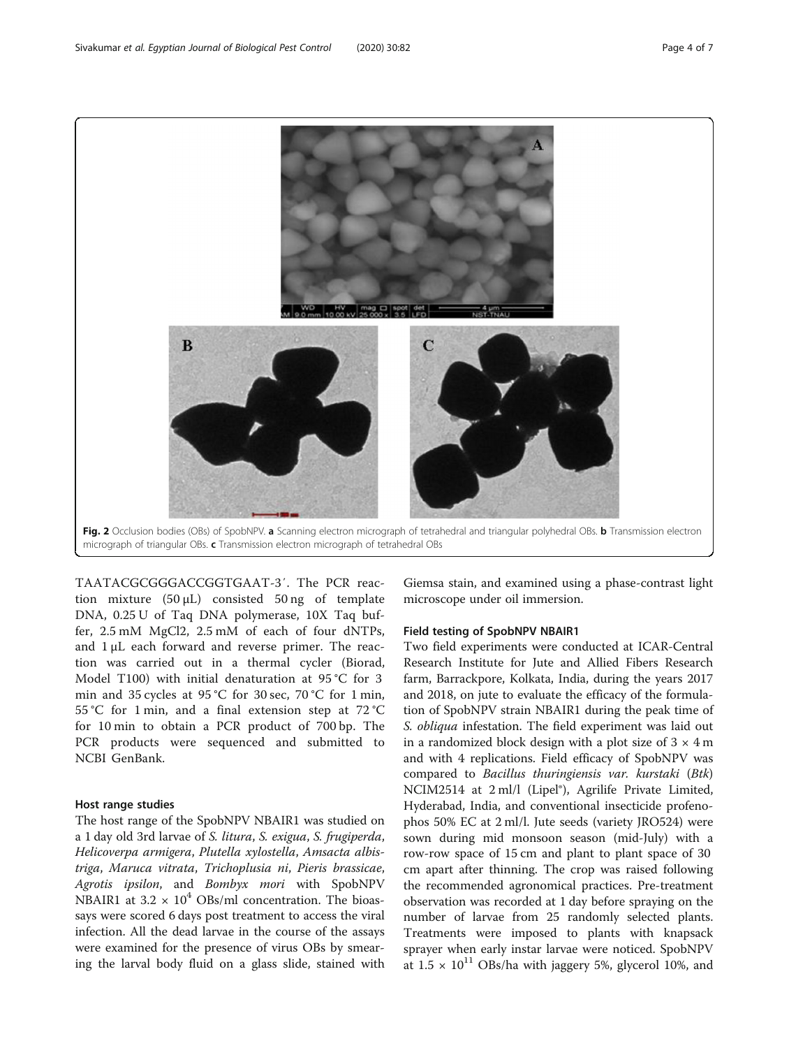Fig. 2 Occlusion bodies (OBs) of SpobNPV. **a** Scanning electron micrograph of tetrahedral and triangular polyhedral OBs. **b** Transmission electron micrograph of triangular OBs. **c** Transmission electron micrograph of tetrahedral OBs

TAATACGCGGGACCGGTGAAT-3′. The PCR reaction mixture (50 μL) consisted 50 ng of template DNA, 0.25 U of Taq DNA polymerase, 10X Taq buffer, 2.5 mM MgCl2, 2.5 mM of each of four dNTPs, and 1 μL each forward and reverse primer. The reaction was carried out in a thermal cycler (Biorad, Model T100) with initial denaturation at 95 °C for 3 min and 35 cycles at 95 °C for 30 sec, 70 °C for 1 min, 55 °C for 1 min, and a final extension step at 72 °C for 10 min to obtain a PCR product of 700 bp. The PCR products were sequenced and submitted to NCBI GenBank.

### Host range studies

The host range of the SpobNPV NBAIR1 was studied on a 1 day old 3rd larvae of *S. litura*, *S. exigua*, *S. frugiperda*, *Helicoverpa armigera*, *Plutella xylostella*, *Amsacta albistriga*, *Maruca vitrata*, *Trichoplusia ni*, *Pieris brassicae*, *Agrotis ipsilon*, and *Bombyx mori* with SpobNPV NBAIR1 at $3.2 \times 10^4$ OBs/ml concentration. The bioassays were scored 6 days post treatment to access the viral infection. All the dead larvae in the course of the assays were examined for the presence of virus OBs by smearing the larval body fluid on a glass slide, stained with Giemsa stain, and examined using a phase-contrast light microscope under oil immersion.

### Field testing of SpobNPV NBAIR1

Two field experiments were conducted at ICAR-Central Research Institute for Jute and Allied Fibers Research farm, Barrackpore, Kolkata, India, during the years 2017 and 2018, on jute to evaluate the efficacy of the formulation of SpobNPV strain NBAIR1 during the peak time of *S. obliqua* infestation. The field experiment was laid out in a randomized block design with a plot size of 3 × 4 m and with 4 replications. Field efficacy of SpobNPV was compared to *Bacillus thuringiensis var. kurstaki* (*Btk*) NCIM2514 at 2 ml/l (Lipel®), Agrilife Private Limited, Hyderabad, India, and conventional insecticide profenophos 50% EC at 2 ml/l. Jute seeds (variety JRO524) were sown during mid monsoon season (mid-July) with a row-row space of 15 cm and plant to plant space of 30 cm apart after thinning. The crop was raised following the recommended agronomical practices. Pre-treatment observation was recorded at 1 day before spraying on the number of larvae from 25 randomly selected plants. Treatments were imposed to plants with knapsack sprayer when early instar larvae were noticed. SpobNPV at $1.5 \times 10^{11}$ OBs/ha with jaggery 5%, glycerol 10%, and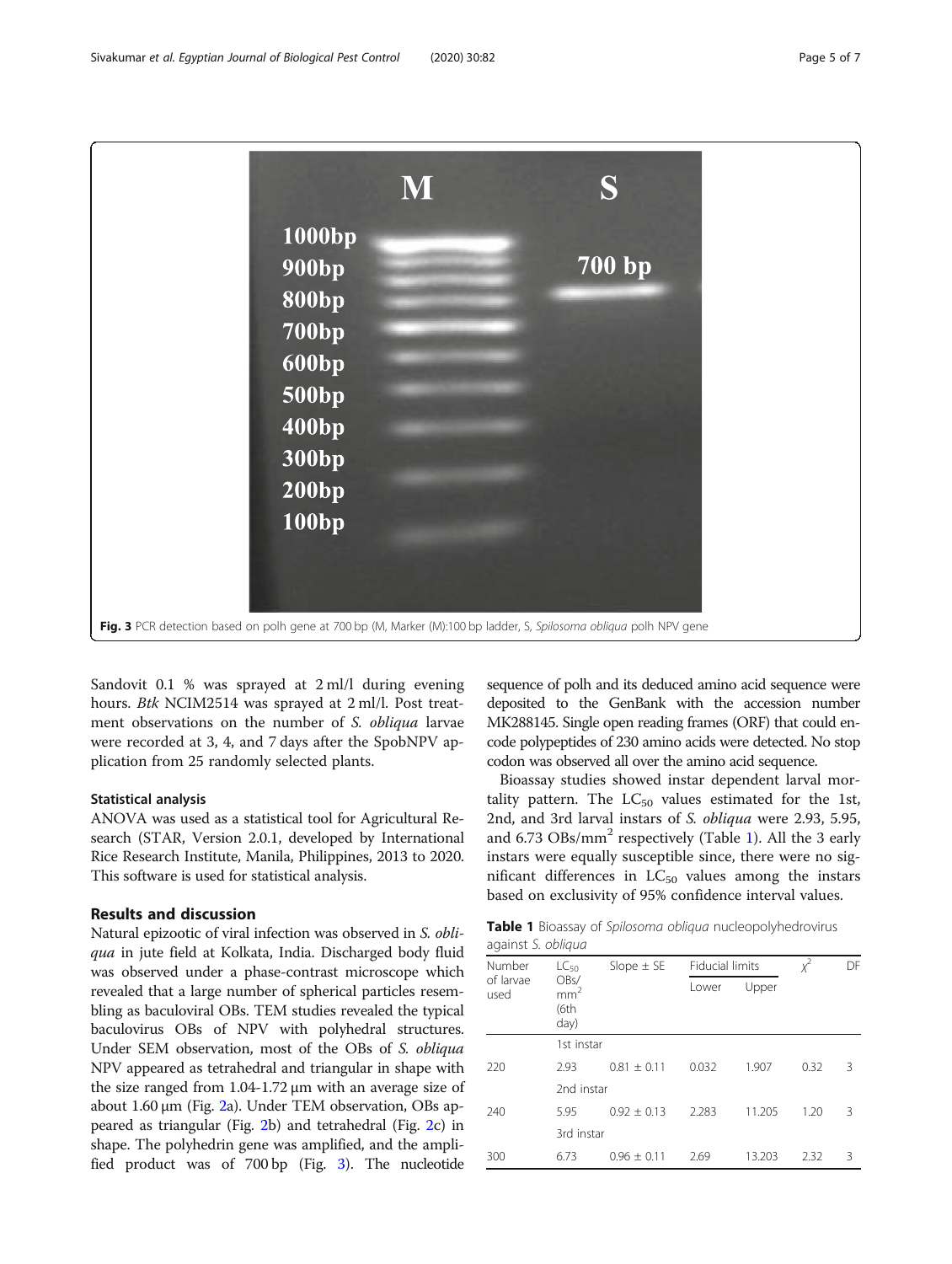Fig. 3 PCR detection based on polh gene at 700 bp (M, Marker (M):100 bp ladder, S, *Spilosoma obliqua* polh NPV gene

Sandovit 0.1 % was sprayed at 2 ml/l during evening hours. *Btk* NCIM2514 was sprayed at 2 ml/l. Post treatment observations on the number of *S. obliqua* larvae were recorded at 3, 4, and 7 days after the SpobNPV application from 25 randomly selected plants.

### Statistical analysis

ANOVA was used as a statistical tool for Agricultural Research (STAR, Version 2.0.1, developed by International Rice Research Institute, Manila, Philippines, 2013 to 2020. This software is used for statistical analysis.

## Results and discussion

Natural epizootic of viral infection was observed in *S. obliqua* in jute field at Kolkata, India. Discharged body fluid was observed under a phase-contrast microscope which revealed that a large number of spherical particles resembling as baculoviral OBs. TEM studies revealed the typical baculovirus OBs of NPV with polyhedral structures. Under SEM observation, most of the OBs of *S. obliqua* NPV appeared as tetrahedral and triangular in shape with the size ranged from 1.04-1.72 μm with an average size of about 1.60 μm (Fig. 2a). Under TEM observation, OBs appeared as triangular (Fig. 2b) and tetrahedral (Fig. 2c) in shape. The polyhedrin gene was amplified, and the amplified product was of 700 bp (Fig. 3). The nucleotide sequence of polh and its deduced amino acid sequence were deposited to the GenBank with the accession number MK288145. Single open reading frames (ORF) that could encode polypeptides of 230 amino acids were detected. No stop codon was observed all over the amino acid sequence.

Bioassay studies showed instar dependent larval mortality pattern. The $LC_{50}$ values estimated for the 1st, 2nd, and 3rd larval instars of *S. obliqua* were 2.93, 5.95, and 6.73 OBs/$mm^2$ respectively (Table 1). All the 3 early instars were equally susceptible since, there were no significant differences in $LC_{50}$ values among the instars based on exclusivity of 95% confidence interval values.

**Table 1** Bioassay of *Spilosoma obliqua* nucleopolyhedrovirus against *S. obliqua*

| Number of larvae used | $LC_{50}$ OBs/$mm^2$ (6th day) | Slope ± SE | Fiducial limits | | $\chi^2$ | DF |
|---|---|---|---|---|---|---|
| | | | Lower | Upper | | |
| | 1st instar | | | | | |
| 220 | 2.93 | 0.81 ± 0.11 | 0.032 | 1.907 | 0.32 | 3 |
| | 2nd instar | | | | | |
| 240 | 5.95 | 0.92 ± 0.13 | 2.283 | 11.205 | 1.20 | 3 |
| | 3rd instar | | | | | |
| 300 | 6.73 | 0.96 ± 0.11 | 2.69 | 13.203 | 2.32 | 3 |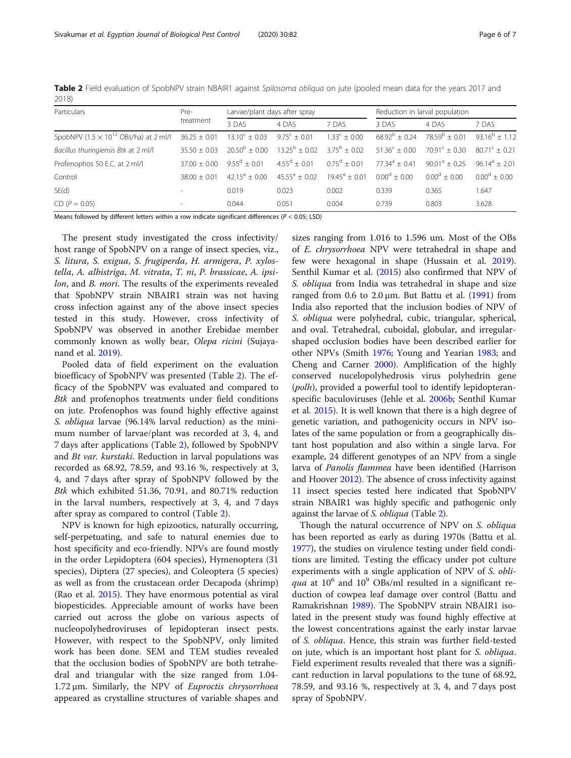**Table 2** Field evaluation of SpobNPV strain NBAIR1 against *Spilosoma obliqua* on jute (pooled mean data for the years 2017 and 2018)

| Particulars | Pre-treatment | Larvae/plant days after spray | | | Reduction in larval population | | |
|---|---|---|---|---|---|---|---|
| | | 3 DAS | 4 DAS | 7 DAS | 3 DAS | 4 DAS | 7 DAS |
| SpobNPV ($1.5 \times 10^{12}$ OBs/ha) at 2 ml/l | 36.25 ± 0.01 | $13.10^c$ ± 0.03 | $9.75^c$ ± 0.01 | $1.33^c$ ± 0.00 | $68.92^b$ ± 0.24 | $78.59^b$ ± 0.01 | $93.16^b$ ± 1.12 |
| *Bacillus thuringiensis Btk* at 2 ml/l | 35.50 ± 0.03 | $20.50^b$ ± 0.00 | $13.25^b$ ± 0.02 | $3.75^b$ ± 0.02 | $51.36^c$ ± 0.00 | $70.91^c$ ± 0.30 | $80.71^c$ ± 0.21 |
| Profenophos 50 E.C. at 2 ml/l | 37.00 ± 0.00 | $9.55^d$ ± 0.01 | $4.55^d$ ± 0.01 | $0.75^d$ ± 0.01 | $77.34^a$ ± 0.41 | $90.01^a$ ± 0.25 | $96.14^a$ ± 2.01 |
| Control | 38.00 ± 0.01 | $42.15^a$ ± 0.00 | $45.55^a$ ± 0.02 | $19.45^a$ ± 0.01 | $0.00^d$ ± 0.00 | $0.00^d$ ± 0.00 | $0.00^d$ ± 0.00 |
| SE(d) | - | 0.019 | 0.023 | 0.002 | 0.339 | 0.365 | 1.647 |
| CD ($P = 0.05$) | - | 0.044 | 0.051 | 0.004 | 0.739 | 0.803 | 3.628 |

Means followed by different letters within a row indicate significant differences ($P < 0.05$; LSD)

The present study investigated the cross infectivity/host range of SpobNPV on a range of insect species, viz., *S. litura*, *S. exigua*, *S. frugiperda*, *H. armigera*, *P. xylostella*, *A. albistriga*, *M. vitrata*, *T. ni*, *P. brassicae*, *A. ipsilon*, and *B. mori*. The results of the experiments revealed that SpobNPV strain NBAIR1 strain was not having cross infection against any of the above insect species tested in this study. However, cross infectivity of SpobNPV was observed in another Erebidae member commonly known as wolly bear, *Olepa ricini* (Sujayanand et al. 2019).

Pooled data of field experiment on the evaluation bioefficacy of SpobNPV was presented (Table 2). The efficacy of the SpobNPV was evaluated and compared to *Btk* and profenophos treatments under field conditions on jute. Profenophos was found highly effective against *S. obliqua* larvae (96.14% larval reduction) as the minimum number of larvae/plant was recorded at 3, 4, and 7 days after applications (Table 2), followed by SpobNPV and *Bt var. kurstaki*. Reduction in larval populations was recorded as 68.92, 78.59, and 93.16 %, respectively at 3, 4, and 7 days after spray of SpobNPV followed by the *Btk* which exhibited 51.36, 70.91, and 80.71% reduction in the larval numbers, respectively at 3, 4, and 7 days after spray as compared to control (Table 2).

NPV is known for high epizootics, naturally occurring, self-perpetuating, and safe to natural enemies due to host specificity and eco-friendly. NPVs are found mostly in the order Lepidoptera (604 species), Hymenoptera (31 species), Diptera (27 species), and Coleoptera (5 species) as well as from the crustacean order Decapoda (shrimp) (Rao et al. 2015). They have enormous potential as viral biopesticides. Appreciable amount of works have been carried out across the globe on various aspects of nucleopolyhedroviruses of lepidopteran insect pests. However, with respect to the SpobNPV, only limited work has been done. SEM and TEM studies revealed that the occlusion bodies of SpobNPV are both tetrahedral and triangular with the size ranged from 1.04-1.72 μm. Similarly, the NPV of *Euproctis chrysorrhoea* appeared as crystalline structures of variable shapes and sizes ranging from 1.016 to 1.596 um. Most of the OBs of *E. chrysorrhoea* NPV were tetrahedral in shape and few were hexagonal in shape (Hussain et al. 2019). Senthil Kumar et al. (2015) also confirmed that NPV of *S. obliqua* from India was tetrahedral in shape and size ranged from 0.6 to 2.0 μm. But Battu et al. (1991) from India also reported that the inclusion bodies of NPV of *S. obliqua* were polyhedral, cubic, triangular, spherical, and oval. Tetrahedral, cuboidal, globular, and irregular-shaped occlusion bodies have been described earlier for other NPVs (Smith 1976; Young and Yearian 1983; and Cheng and Carner 2000). Amplification of the highly conserved nucelopolyhedrosis virus polyhedrin gene (*polh*), provided a powerful tool to identify lepidopteran-specific baculoviruses (Jehle et al. 2006b; Senthil Kumar et al. 2015). It is well known that there is a high degree of genetic variation, and pathogenicity occurs in NPV isolates of the same population or from a geographically distant host population and also within a single larva. For example, 24 different genotypes of an NPV from a single larva of *Panolis flammea* have been identified (Harrison and Hoover 2012). The absence of cross infectivity against 11 insect species tested here indicated that SpobNPV strain NBAIR1 was highly specific and pathogenic only against the larvae of *S. obliqua* (Table 2).

Though the natural occurrence of NPV on *S. obliqua* has been reported as early as during 1970s (Battu et al. 1977), the studies on virulence testing under field conditions are limited. Testing the efficacy under pot culture experiments with a single application of NPV of *S. obliqua* at $10^6$ and $10^9$ OBs/ml resulted in a significant reduction of cowpea leaf damage over control (Battu and Ramakrishnan 1989). The SpobNPV strain NBAIR1 isolated in the present study was found highly effective at the lowest concentrations against the early instar larvae of *S. obliqua*. Hence, this strain was further field-tested on jute, which is an important host plant for *S. obliqua*. Field experiment results revealed that there was a significant reduction in larval populations to the tune of 68.92, 78.59, and 93.16 %, respectively at 3, 4, and 7 days post spray of SpobNPV.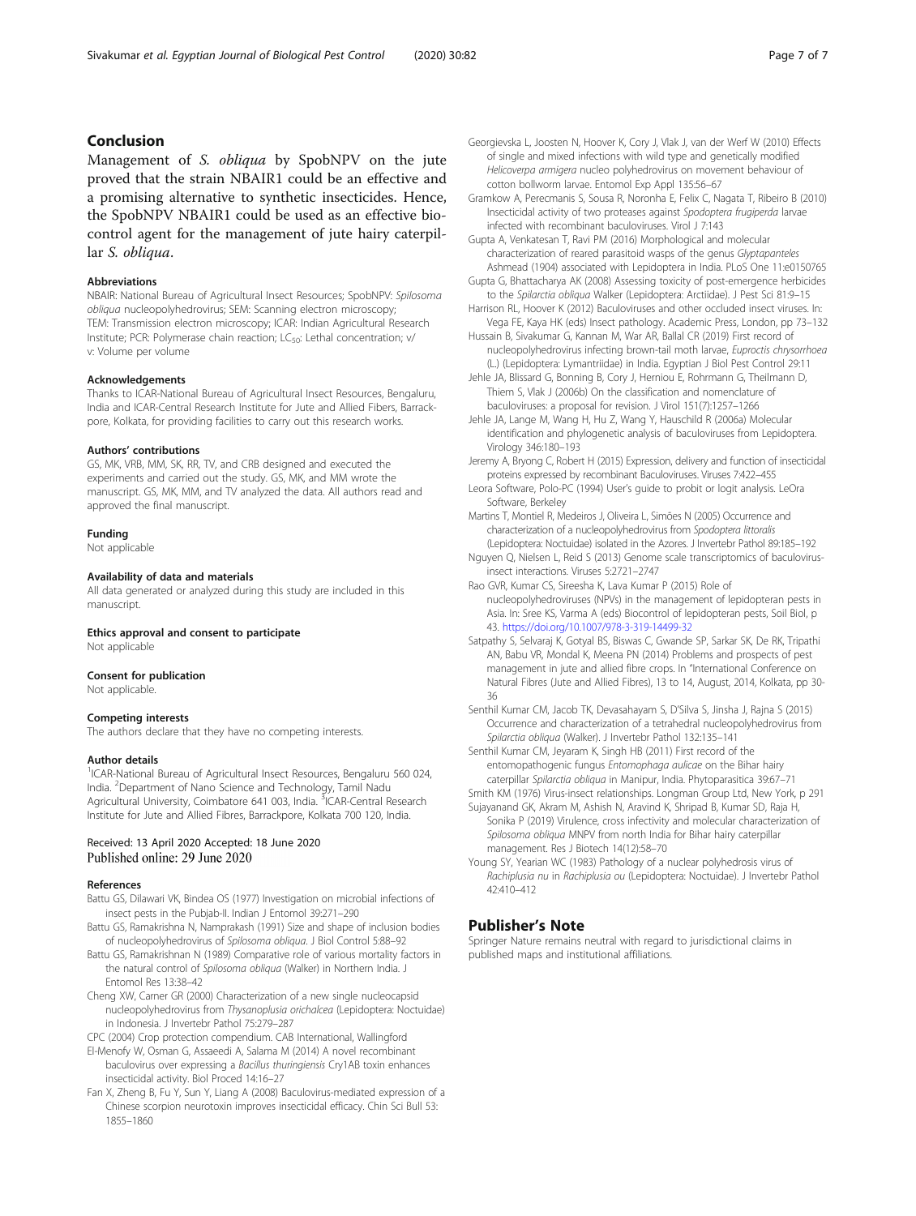## Conclusion

Management of *S. obliqua* by SpobNPV on the jute proved that the strain NBAIR1 could be an effective and a promising alternative to synthetic insecticides. Hence, the SpobNPV NBAIR1 could be used as an effective biocontrol agent for the management of jute hairy caterpillar *S. obliqua*.

### Abbreviations

NBAIR: National Bureau of Agricultural Insect Resources; SpobNPV: *Spilosoma obliqua* nucleopolyhedrovirus; SEM: Scanning electron microscopy; TEM: Transmission electron microscopy; ICAR: Indian Agricultural Research Institute; PCR: Polymerase chain reaction; $LC_{50}$: Lethal concentration; v/v: Volume per volume

### Acknowledgements

Thanks to ICAR-National Bureau of Agricultural Insect Resources, Bengaluru, India and ICAR-Central Research Institute for Jute and Allied Fibers, Barrackpore, Kolkata, for providing facilities to carry out this research works.

### Authors' contributions

GS, MK, VRB, MM, SK, RR, TV, and CRB designed and executed the experiments and carried out the study. GS, MK, and MM wrote the manuscript. GS, MK, MM, and TV analyzed the data. All authors read and approved the final manuscript.

### Funding

Not applicable

### Availability of data and materials

All data generated or analyzed during this study are included in this manuscript.

### Ethics approval and consent to participate

Not applicable

### Consent for publication

Not applicable.

### Competing interests

The authors declare that they have no competing interests.

### Author details

[1]ICAR-National Bureau of Agricultural Insect Resources, Bengaluru 560 024, India. [2]Department of Nano Science and Technology, Tamil Nadu Agricultural University, Coimbatore 641 003, India. [3]ICAR-Central Research Institute for Jute and Allied Fibres, Barrackpore, Kolkata 700 120, India.

Received: 13 April 2020 Accepted: 18 June 2020
Published online: 29 June 2020

### References

Battu GS, Dilawari VK, Bindea OS (1977) Investigation on microbial infections of insect pests in the Pubjab-II. Indian J Entomol 39:271–290

Battu GS, Ramakrishna N, Namprakash (1991) Size and shape of inclusion bodies of nucleopolyhedrovirus of *Spilosoma obliqua*. J Biol Control 5:88–92

Battu GS, Ramakrishnan N (1989) Comparative role of various mortality factors in the natural control of *Spilosoma obliqua* (Walker) in Northern India. J Entomol Res 13:38–42

Cheng XW, Carner GR (2000) Characterization of a new single nucleocapsid nucleopolyhedrovirus from *Thysanoplusia orichalcea* (Lepidoptera: Noctuidae) in Indonesia. J Invertebr Pathol 75:279–287

CPC (2004) Crop protection compendium. CAB International, Wallingford

El-Menofy W, Osman G, Assaeedi A, Salama M (2014) A novel recombinant baculovirus over expressing a *Bacillus thuringiensis* Cry1AB toxin enhances insecticidal activity. Biol Proced 14:16–27

Fan X, Zheng B, Fu Y, Sun Y, Liang A (2008) Baculovirus-mediated expression of a Chinese scorpion neurotoxin improves insecticidal efficacy. Chin Sci Bull 53: 1855–1860

Georgievska L, Joosten N, Hoover K, Cory J, Vlak J, van der Werf W (2010) Effects of single and mixed infections with wild type and genetically modified *Helicoverpa armigera* nucleo polyhedrovirus on movement behaviour of cotton bollworm larvae. Entomol Exp Appl 135:56–67

Gramkow A, Perecmanis S, Sousa R, Noronha E, Felix C, Nagata T, Ribeiro B (2010) Insecticidal activity of two proteases against *Spodoptera frugiperda* larvae infected with recombinant baculoviruses. Virol J 7:143

Gupta A, Venkatesan T, Ravi PM (2016) Morphological and molecular characterization of reared parasitoid wasps of the genus *Glyptapanteles* Ashmead (1904) associated with Lepidoptera in India. PLoS One 11:e0150765

Gupta G, Bhattacharya AK (2008) Assessing toxicity of post-emergence herbicides to the *Spilarctia obliqua* Walker (Lepidoptera: Arctiidae). J Pest Sci 81:9–15

Harrison RL, Hoover K (2012) Baculoviruses and other occluded insect viruses. In: Vega FE, Kaya HK (eds) Insect pathology. Academic Press, London, pp 73–132

Hussain B, Sivakumar G, Kannan M, War AR, Ballal CR (2019) First record of nucleopolyhedrovirus infecting brown-tail moth larvae, *Euproctis chrysorrhoea* (L.) (Lepidoptera: Lymantriidae) in India. Egyptian J Biol Pest Control 29:11

Jehle JA, Blissard G, Bonning B, Cory J, Herniou E, Rohrmann G, Theilmann D, Thiem S, Vlak J (2006b) On the classification and nomenclature of baculoviruses: a proposal for revision. J Virol 151(7):1257–1266

Jehle JA, Lange M, Wang H, Hu Z, Wang Y, Hauschild R (2006a) Molecular identification and phylogenetic analysis of baculoviruses from Lepidoptera. Virology 346:180–193

Jeremy A, Bryong C, Robert H (2015) Expression, delivery and function of insecticidal proteins expressed by recombinant Baculoviruses. Viruses 7:422–455

Leora Software, Polo-PC (1994) User's guide to probit or logit analysis. LeOra Software, Berkeley

Martins T, Montiel R, Medeiros J, Oliveira L, Simões N (2005) Occurrence and characterization of a nucleopolyhedrovirus from *Spodoptera littoralis* (Lepidoptera: Noctuidae) isolated in the Azores. J Invertebr Pathol 89:185–192

Nguyen Q, Nielsen L, Reid S (2013) Genome scale transcriptomics of baculovirus-insect interactions. Viruses 5:2721–2747

Rao GVR, Kumar CS, Sireesha K, Lava Kumar P (2015) Role of nucleopolyhedroviruses (NPVs) in the management of lepidopteran pests in Asia. In: Sree KS, Varma A (eds) Biocontrol of lepidopteran pests, Soil Biol, p 43. https://doi.org/10.1007/978-3-319-14499-32

Satpathy S, Selvaraj K, Gotyal BS, Biswas C, Gwande SP, Sarkar SK, De RK, Tripathi AN, Babu VR, Mondal K, Meena PN (2014) Problems and prospects of pest management in jute and allied fibre crops. In "International Conference on Natural Fibres (Jute and Allied Fibres), 13 to 14, August, 2014, Kolkata, pp 30-36

Senthil Kumar CM, Jacob TK, Devasahayam S, D'Silva S, Jinsha J, Rajna S (2015) Occurrence and characterization of a tetrahedral nucleopolyhedrovirus from *Spilarctia obliqua* (Walker). J Invertebr Pathol 132:135–141

Senthil Kumar CM, Jeyaram K, Singh HB (2011) First record of the entomopathogenic fungus *Entomophaga aulicae* on the Bihar hairy caterpillar *Spilarctia obliqua* in Manipur, India. Phytoparasitica 39:67–71

Smith KM (1976) Virus-insect relationships. Longman Group Ltd, New York, p 291

Sujayanand GK, Akram M, Ashish N, Aravind K, Shripad B, Kumar SD, Raja H, Sonika P (2019) Virulence, cross infectivity and molecular characterization of *Spilosoma obliqua* MNPV from north India for Bihar hairy caterpillar management. Res J Biotech 14(12):58–70

Young SY, Yearian WC (1983) Pathology of a nuclear polyhedrosis virus of *Rachiplusia nu* in *Rachiplusia ou* (Lepidoptera: Noctuidae). J Invertebr Pathol 42:410–412

## Publisher's Note

Springer Nature remains neutral with regard to jurisdictional claims in published maps and institutional affiliations.